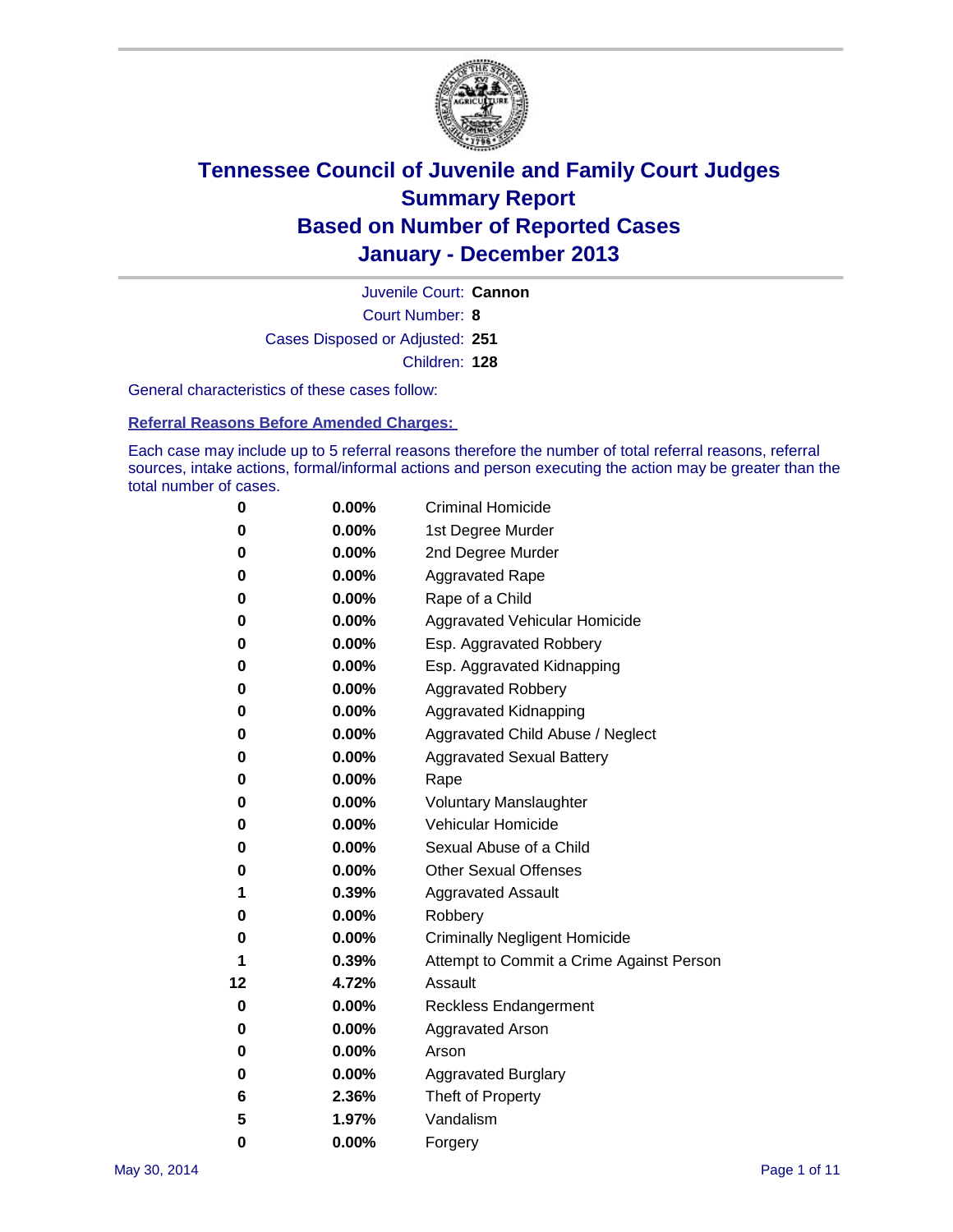# Tennessee Council of Juvenile and Family Court Judges
# Summary Report
# Based on Number of Reported Cases
# January - December 2013

Juvenile Court: **Cannon**

Court Number: **8**

Cases Disposed or Adjusted: **251**

Children: **128**

General characteristics of these cases follow:

**Referral Reasons Before Amended Charges:**

Each case may include up to 5 referral reasons therefore the number of total referral reasons, referral sources, intake actions, formal/informal actions and person executing the action may be greater than the total number of cases.

| | | |
|---|---|---|
| 0 | 0.00% | Criminal Homicide |
| 0 | 0.00% | 1st Degree Murder |
| 0 | 0.00% | 2nd Degree Murder |
| 0 | 0.00% | Aggravated Rape |
| 0 | 0.00% | Rape of a Child |
| 0 | 0.00% | Aggravated Vehicular Homicide |
| 0 | 0.00% | Esp. Aggravated Robbery |
| 0 | 0.00% | Esp. Aggravated Kidnapping |
| 0 | 0.00% | Aggravated Robbery |
| 0 | 0.00% | Aggravated Kidnapping |
| 0 | 0.00% | Aggravated Child Abuse / Neglect |
| 0 | 0.00% | Aggravated Sexual Battery |
| 0 | 0.00% | Rape |
| 0 | 0.00% | Voluntary Manslaughter |
| 0 | 0.00% | Vehicular Homicide |
| 0 | 0.00% | Sexual Abuse of a Child |
| 0 | 0.00% | Other Sexual Offenses |
| 1 | 0.39% | Aggravated Assault |
| 0 | 0.00% | Robbery |
| 0 | 0.00% | Criminally Negligent Homicide |
| 1 | 0.39% | Attempt to Commit a Crime Against Person |
| 12 | 4.72% | Assault |
| 0 | 0.00% | Reckless Endangerment |
| 0 | 0.00% | Aggravated Arson |
| 0 | 0.00% | Arson |
| 0 | 0.00% | Aggravated Burglary |
| 6 | 2.36% | Theft of Property |
| 5 | 1.97% | Vandalism |
| 0 | 0.00% | Forgery |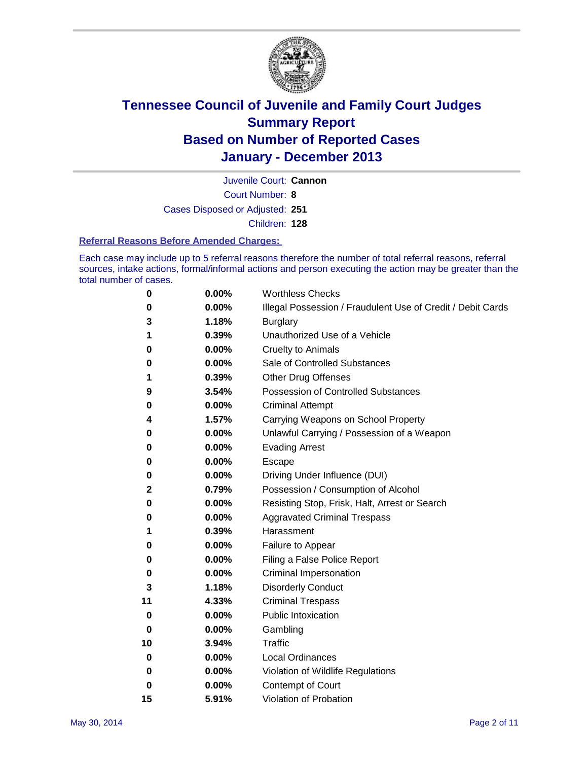# Tennessee Council of Juvenile and Family Court Judges
# Summary Report
# Based on Number of Reported Cases
# January - December 2013

Juvenile Court: **Cannon**

Court Number: **8**

Cases Disposed or Adjusted: **251**

Children: **128**

### Referral Reasons Before Amended Charges:

Each case may include up to 5 referral reasons therefore the number of total referral reasons, referral sources, intake actions, formal/informal actions and person executing the action may be greater than the total number of cases.

| | | |
|---|---|---|
| 0 | 0.00% | Worthless Checks |
| 0 | 0.00% | Illegal Possession / Fraudulent Use of Credit / Debit Cards |
| 3 | 1.18% | Burglary |
| 1 | 0.39% | Unauthorized Use of a Vehicle |
| 0 | 0.00% | Cruelty to Animals |
| 0 | 0.00% | Sale of Controlled Substances |
| 1 | 0.39% | Other Drug Offenses |
| 9 | 3.54% | Possession of Controlled Substances |
| 0 | 0.00% | Criminal Attempt |
| 4 | 1.57% | Carrying Weapons on School Property |
| 0 | 0.00% | Unlawful Carrying / Possession of a Weapon |
| 0 | 0.00% | Evading Arrest |
| 0 | 0.00% | Escape |
| 0 | 0.00% | Driving Under Influence (DUI) |
| 2 | 0.79% | Possession / Consumption of Alcohol |
| 0 | 0.00% | Resisting Stop, Frisk, Halt, Arrest or Search |
| 0 | 0.00% | Aggravated Criminal Trespass |
| 1 | 0.39% | Harassment |
| 0 | 0.00% | Failure to Appear |
| 0 | 0.00% | Filing a False Police Report |
| 0 | 0.00% | Criminal Impersonation |
| 3 | 1.18% | Disorderly Conduct |
| 11 | 4.33% | Criminal Trespass |
| 0 | 0.00% | Public Intoxication |
| 0 | 0.00% | Gambling |
| 10 | 3.94% | Traffic |
| 0 | 0.00% | Local Ordinances |
| 0 | 0.00% | Violation of Wildlife Regulations |
| 0 | 0.00% | Contempt of Court |
| 15 | 5.91% | Violation of Probation |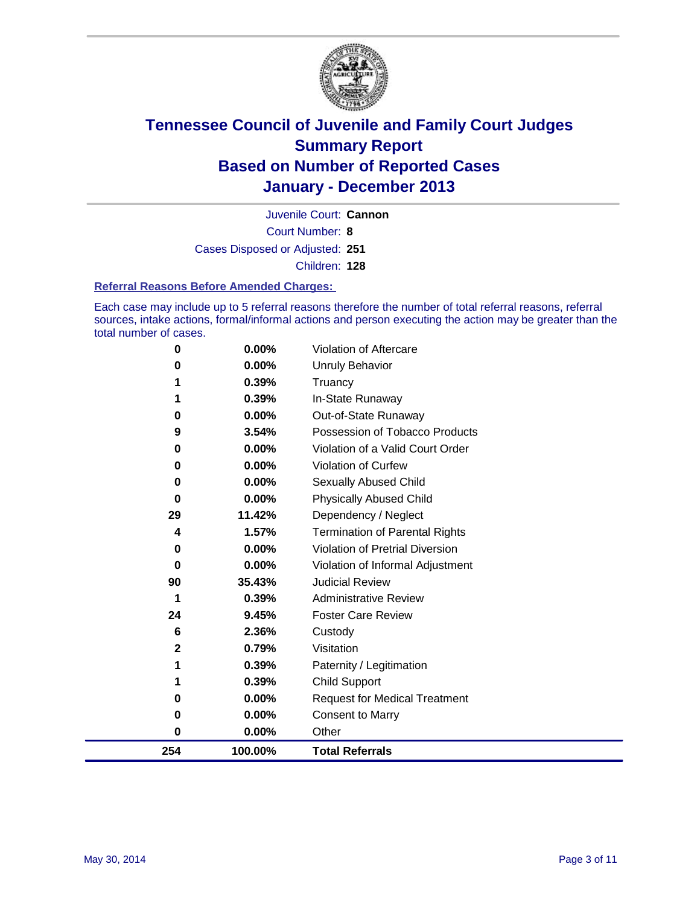# Tennessee Council of Juvenile and Family Court Judges
## Summary Report
## Based on Number of Reported Cases
## January - December 2013

Juvenile Court: **Cannon**

Court Number: **8**

Cases Disposed or Adjusted: **251**

Children: **128**

### Referral Reasons Before Amended Charges:

Each case may include up to 5 referral reasons therefore the number of total referral reasons, referral sources, intake actions, formal/informal actions and person executing the action may be greater than the total number of cases.

| Count | Percent | Referral Reason |
|---|---|---|
| 0 | 0.00% | Violation of Aftercare |
| 0 | 0.00% | Unruly Behavior |
| 1 | 0.39% | Truancy |
| 1 | 0.39% | In-State Runaway |
| 0 | 0.00% | Out-of-State Runaway |
| 9 | 3.54% | Possession of Tobacco Products |
| 0 | 0.00% | Violation of a Valid Court Order |
| 0 | 0.00% | Violation of Curfew |
| 0 | 0.00% | Sexually Abused Child |
| 0 | 0.00% | Physically Abused Child |
| 29 | 11.42% | Dependency / Neglect |
| 4 | 1.57% | Termination of Parental Rights |
| 0 | 0.00% | Violation of Pretrial Diversion |
| 0 | 0.00% | Violation of Informal Adjustment |
| 90 | 35.43% | Judicial Review |
| 1 | 0.39% | Administrative Review |
| 24 | 9.45% | Foster Care Review |
| 6 | 2.36% | Custody |
| 2 | 0.79% | Visitation |
| 1 | 0.39% | Paternity / Legitimation |
| 1 | 0.39% | Child Support |
| 0 | 0.00% | Request for Medical Treatment |
| 0 | 0.00% | Consent to Marry |
| 0 | 0.00% | Other |
| **254** | **100.00%** | **Total Referrals** |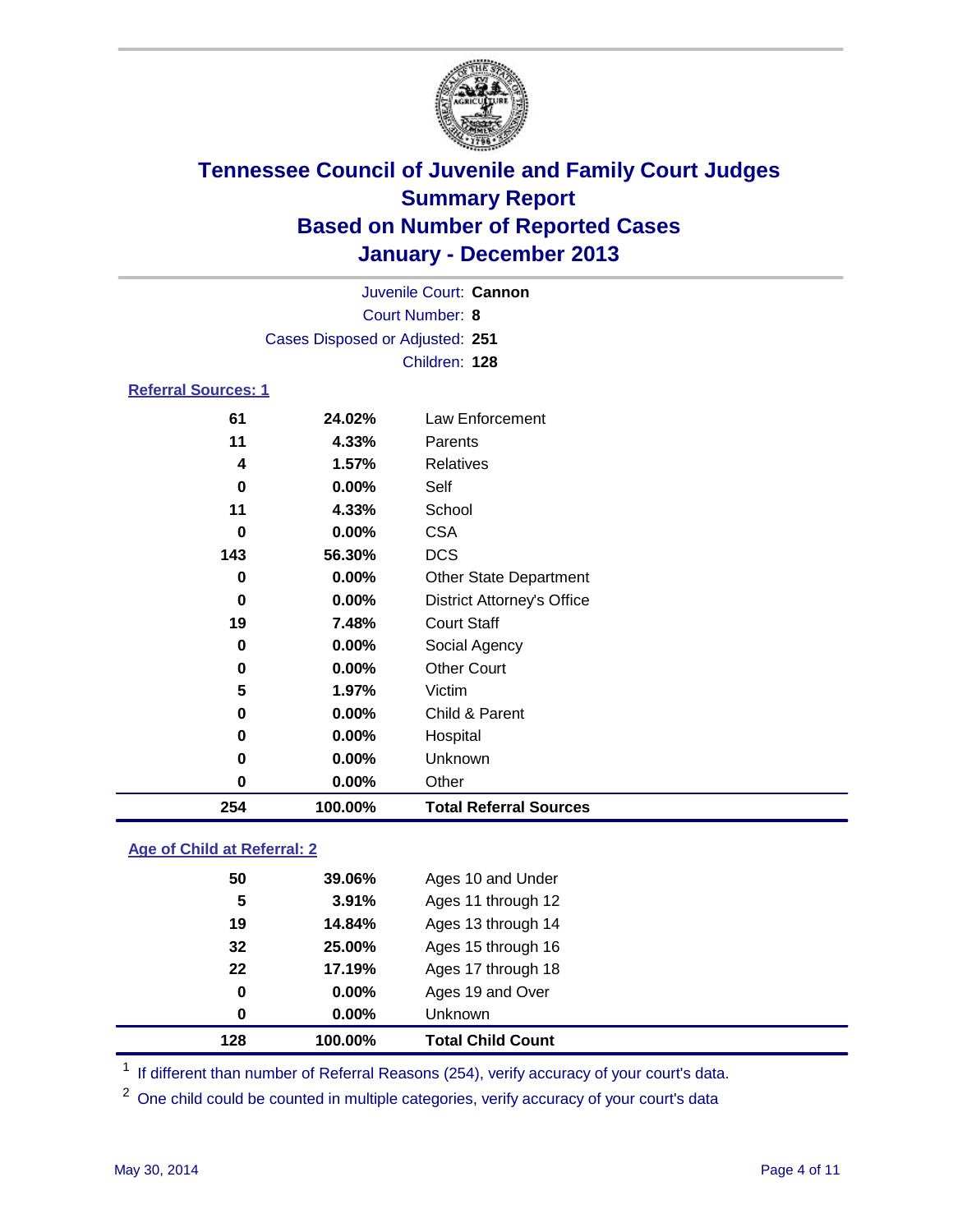# Tennessee Council of Juvenile and Family Court Judges
# Summary Report
# Based on Number of Reported Cases
# January - December 2013

Juvenile Court: **Cannon**

Court Number: **8**

Cases Disposed or Adjusted: **251**

Children: **128**

### Referral Sources: 1

| | | |
|---|---|---|
| 61 | 24.02% | Law Enforcement |
| 11 | 4.33% | Parents |
| 4 | 1.57% | Relatives |
| 0 | 0.00% | Self |
| 11 | 4.33% | School |
| 0 | 0.00% | CSA |
| 143 | 56.30% | DCS |
| 0 | 0.00% | Other State Department |
| 0 | 0.00% | District Attorney's Office |
| 19 | 7.48% | Court Staff |
| 0 | 0.00% | Social Agency |
| 0 | 0.00% | Other Court |
| 5 | 1.97% | Victim |
| 0 | 0.00% | Child & Parent |
| 0 | 0.00% | Hospital |
| 0 | 0.00% | Unknown |
| 0 | 0.00% | Other |
| **254** | **100.00%** | **Total Referral Sources** |

### Age of Child at Referral: 2

| | | |
|---|---|---|
| 50 | 39.06% | Ages 10 and Under |
| 5 | 3.91% | Ages 11 through 12 |
| 19 | 14.84% | Ages 13 through 14 |
| 32 | 25.00% | Ages 15 through 16 |
| 22 | 17.19% | Ages 17 through 18 |
| 0 | 0.00% | Ages 19 and Over |
| 0 | 0.00% | Unknown |
| **128** | **100.00%** | **Total Child Count** |

[1] If different than number of Referral Reasons (254), verify accuracy of your court's data.

[2] One child could be counted in multiple categories, verify accuracy of your court's data

May 30, 2014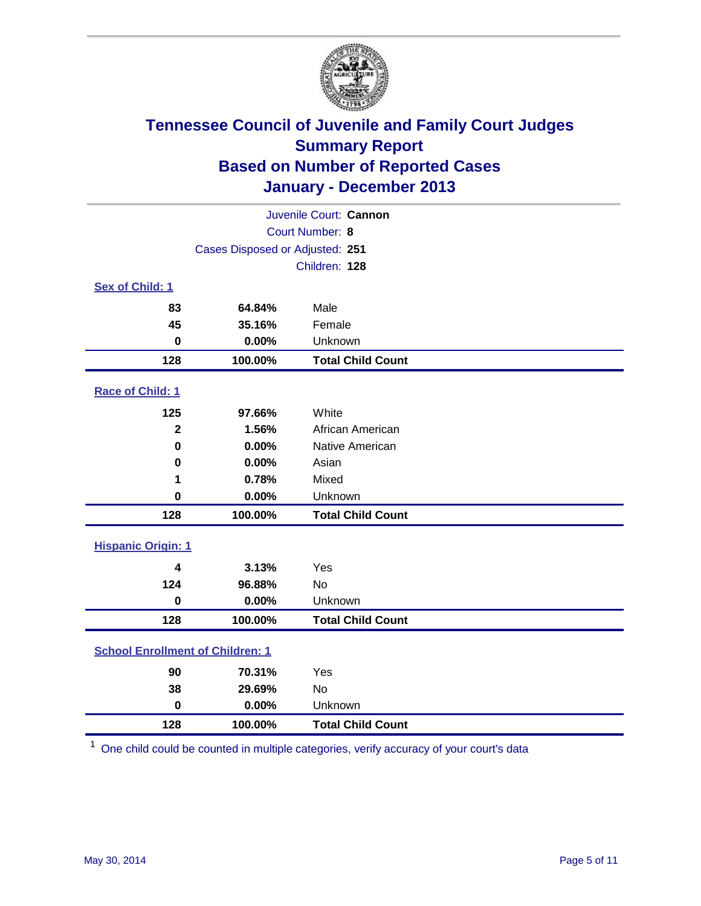# Tennessee Council of Juvenile and Family Court Judges
## Summary Report
## Based on Number of Reported Cases
## January - December 2013

Juvenile Court: **Cannon**
Court Number: **8**
Cases Disposed or Adjusted: **251**
Children: **128**

### Sex of Child: 1

| | | |
|---|---|---|
| **83** | **64.84%** | Male |
| **45** | **35.16%** | Female |
| **0** | **0.00%** | Unknown |
| **128** | **100.00%** | **Total Child Count** |

### Race of Child: 1

| | | |
|---|---|---|
| **125** | **97.66%** | White |
| **2** | **1.56%** | African American |
| **0** | **0.00%** | Native American |
| **0** | **0.00%** | Asian |
| **1** | **0.78%** | Mixed |
| **0** | **0.00%** | Unknown |
| **128** | **100.00%** | **Total Child Count** |

### Hispanic Origin: 1

| | | |
|---|---|---|
| **4** | **3.13%** | Yes |
| **124** | **96.88%** | No |
| **0** | **0.00%** | Unknown |
| **128** | **100.00%** | **Total Child Count** |

### School Enrollment of Children: 1

| | | |
|---|---|---|
| **90** | **70.31%** | Yes |
| **38** | **29.69%** | No |
| **0** | **0.00%** | Unknown |
| **128** | **100.00%** | **Total Child Count** |

[1] One child could be counted in multiple categories, verify accuracy of your court's data

May 30, 2014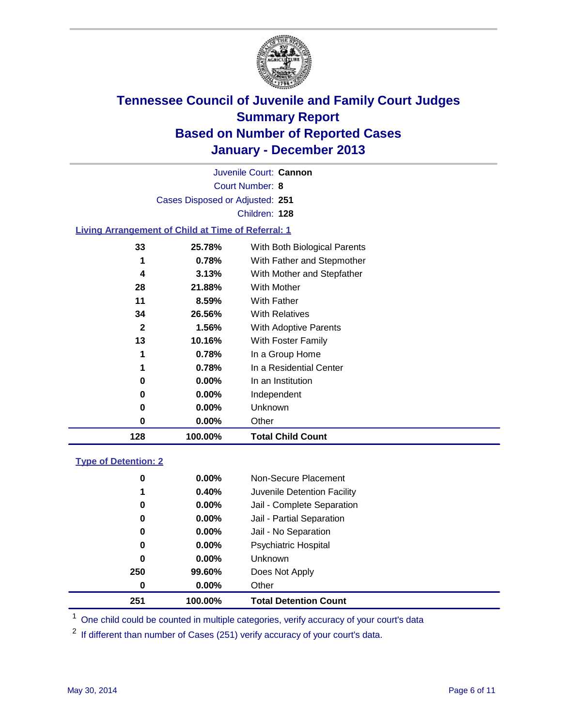# Tennessee Council of Juvenile and Family Court Judges
## Summary Report
## Based on Number of Reported Cases
## January - December 2013

Juvenile Court: **Cannon**

Court Number: **8**

Cases Disposed or Adjusted: **251**

Children: **128**

### Living Arrangement of Child at Time of Referral: 1

| Count | Percent | Category |
|---|---|---|
| 33 | 25.78% | With Both Biological Parents |
| 1 | 0.78% | With Father and Stepmother |
| 4 | 3.13% | With Mother and Stepfather |
| 28 | 21.88% | With Mother |
| 11 | 8.59% | With Father |
| 34 | 26.56% | With Relatives |
| 2 | 1.56% | With Adoptive Parents |
| 13 | 10.16% | With Foster Family |
| 1 | 0.78% | In a Group Home |
| 1 | 0.78% | In a Residential Center |
| 0 | 0.00% | In an Institution |
| 0 | 0.00% | Independent |
| 0 | 0.00% | Unknown |
| 0 | 0.00% | Other |
| **128** | **100.00%** | **Total Child Count** |

### Type of Detention: 2

| Count | Percent | Category |
|---|---|---|
| 0 | 0.00% | Non-Secure Placement |
| 1 | 0.40% | Juvenile Detention Facility |
| 0 | 0.00% | Jail - Complete Separation |
| 0 | 0.00% | Jail - Partial Separation |
| 0 | 0.00% | Jail - No Separation |
| 0 | 0.00% | Psychiatric Hospital |
| 0 | 0.00% | Unknown |
| 250 | 99.60% | Does Not Apply |
| 0 | 0.00% | Other |
| **251** | **100.00%** | **Total Detention Count** |

[1] One child could be counted in multiple categories, verify accuracy of your court's data

[2] If different than number of Cases (251) verify accuracy of your court's data.

May 30, 2014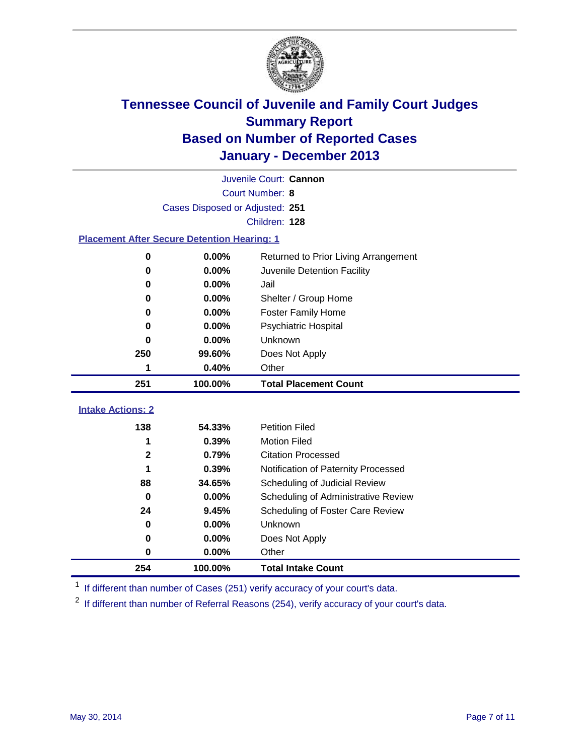# Tennessee Council of Juvenile and Family Court Judges
## Summary Report
## Based on Number of Reported Cases
## January - December 2013

Juvenile Court: **Cannon**

Court Number: **8**

Cases Disposed or Adjusted: **251**

Children: **128**

### Placement After Secure Detention Hearing: 1

| Count | Percent | Placement |
|---|---|---|
| 0 | 0.00% | Returned to Prior Living Arrangement |
| 0 | 0.00% | Juvenile Detention Facility |
| 0 | 0.00% | Jail |
| 0 | 0.00% | Shelter / Group Home |
| 0 | 0.00% | Foster Family Home |
| 0 | 0.00% | Psychiatric Hospital |
| 0 | 0.00% | Unknown |
| 250 | 99.60% | Does Not Apply |
| 1 | 0.40% | Other |
| **251** | **100.00%** | **Total Placement Count** |

### Intake Actions: 2

| Count | Percent | Intake Action |
|---|---|---|
| 138 | 54.33% | Petition Filed |
| 1 | 0.39% | Motion Filed |
| 2 | 0.79% | Citation Processed |
| 1 | 0.39% | Notification of Paternity Processed |
| 88 | 34.65% | Scheduling of Judicial Review |
| 0 | 0.00% | Scheduling of Administrative Review |
| 24 | 9.45% | Scheduling of Foster Care Review |
| 0 | 0.00% | Unknown |
| 0 | 0.00% | Does Not Apply |
| 0 | 0.00% | Other |
| **254** | **100.00%** | **Total Intake Count** |

[1] If different than number of Cases (251) verify accuracy of your court's data.

[2] If different than number of Referral Reasons (254), verify accuracy of your court's data.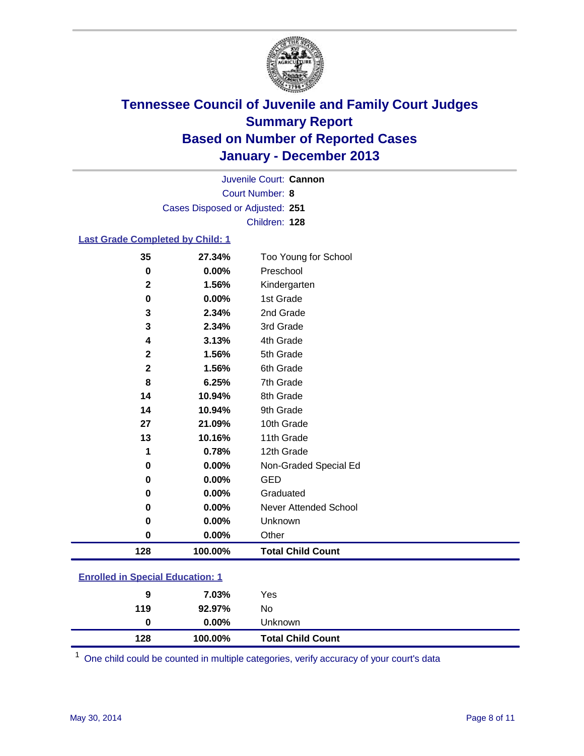# Tennessee Council of Juvenile and Family Court Judges
## Summary Report
## Based on Number of Reported Cases
## January - December 2013

Juvenile Court: **Cannon**
Court Number: **8**
Cases Disposed or Adjusted: **251**
Children: **128**

### Last Grade Completed by Child: 1

| | | |
|---|---|---|
| 35 | 27.34% | Too Young for School |
| 0 | 0.00% | Preschool |
| 2 | 1.56% | Kindergarten |
| 0 | 0.00% | 1st Grade |
| 3 | 2.34% | 2nd Grade |
| 3 | 2.34% | 3rd Grade |
| 4 | 3.13% | 4th Grade |
| 2 | 1.56% | 5th Grade |
| 2 | 1.56% | 6th Grade |
| 8 | 6.25% | 7th Grade |
| 14 | 10.94% | 8th Grade |
| 14 | 10.94% | 9th Grade |
| 27 | 21.09% | 10th Grade |
| 13 | 10.16% | 11th Grade |
| 1 | 0.78% | 12th Grade |
| 0 | 0.00% | Non-Graded Special Ed |
| 0 | 0.00% | GED |
| 0 | 0.00% | Graduated |
| 0 | 0.00% | Never Attended School |
| 0 | 0.00% | Unknown |
| 0 | 0.00% | Other |
| **128** | **100.00%** | **Total Child Count** |

### Enrolled in Special Education: 1

| | | |
|---|---|---|
| 9 | 7.03% | Yes |
| 119 | 92.97% | No |
| 0 | 0.00% | Unknown |
| **128** | **100.00%** | **Total Child Count** |

[1] One child could be counted in multiple categories, verify accuracy of your court's data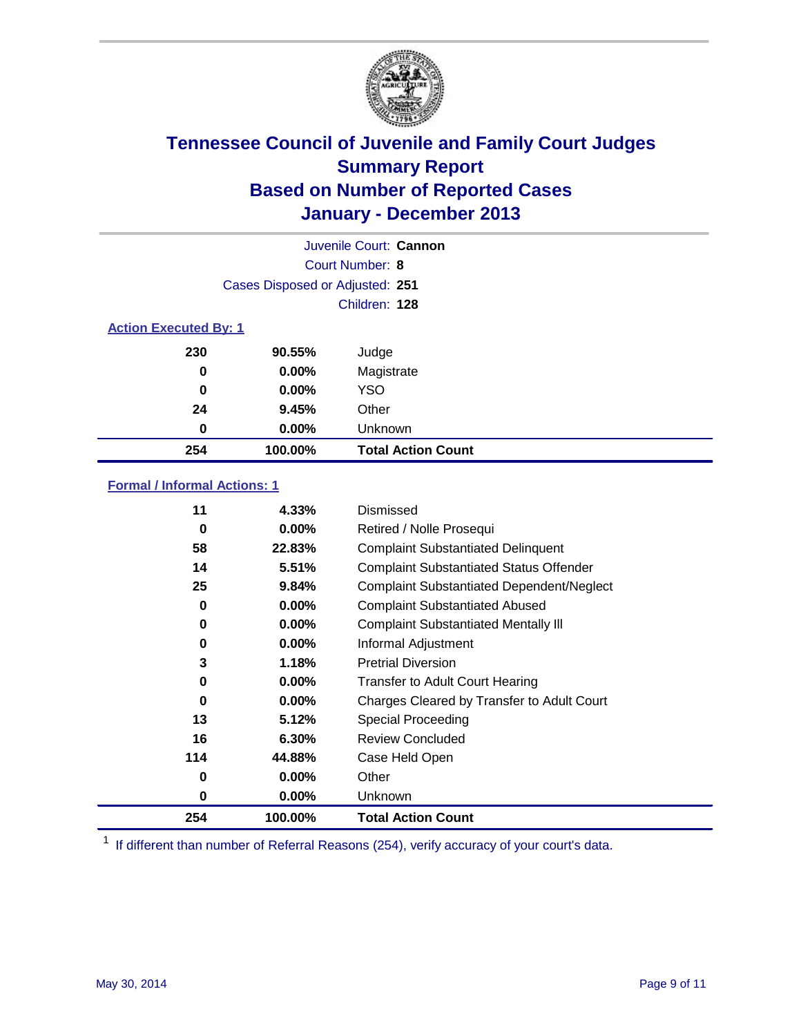# Tennessee Council of Juvenile and Family Court Judges
## Summary Report
## Based on Number of Reported Cases
## January - December 2013

Juvenile Court: **Cannon**
Court Number: **8**
Cases Disposed or Adjusted: **251**
Children: **128**

### Action Executed By: 1

| | | |
|---|---|---|
| 230 | 90.55% | Judge |
| 0 | 0.00% | Magistrate |
| 0 | 0.00% | YSO |
| 24 | 9.45% | Other |
| 0 | 0.00% | Unknown |
| **254** | **100.00%** | **Total Action Count** |

### Formal / Informal Actions: 1

| | | |
|---|---|---|
| 11 | 4.33% | Dismissed |
| 0 | 0.00% | Retired / Nolle Prosequi |
| 58 | 22.83% | Complaint Substantiated Delinquent |
| 14 | 5.51% | Complaint Substantiated Status Offender |
| 25 | 9.84% | Complaint Substantiated Dependent/Neglect |
| 0 | 0.00% | Complaint Substantiated Abused |
| 0 | 0.00% | Complaint Substantiated Mentally Ill |
| 0 | 0.00% | Informal Adjustment |
| 3 | 1.18% | Pretrial Diversion |
| 0 | 0.00% | Transfer to Adult Court Hearing |
| 0 | 0.00% | Charges Cleared by Transfer to Adult Court |
| 13 | 5.12% | Special Proceeding |
| 16 | 6.30% | Review Concluded |
| 114 | 44.88% | Case Held Open |
| 0 | 0.00% | Other |
| 0 | 0.00% | Unknown |
| **254** | **100.00%** | **Total Action Count** |

[1] If different than number of Referral Reasons (254), verify accuracy of your court's data.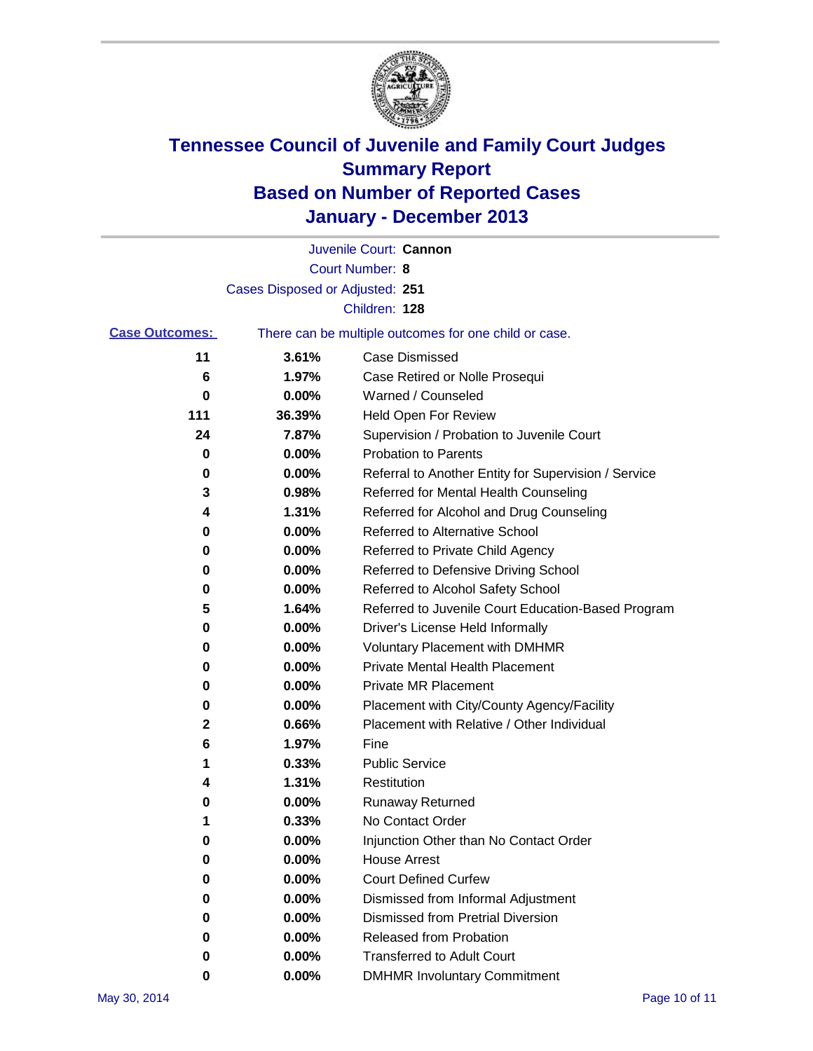# Tennessee Council of Juvenile and Family Court Judges
# Summary Report
# Based on Number of Reported Cases
# January - December 2013

Juvenile Court: **Cannon**
Court Number: **8**
Cases Disposed or Adjusted: **251**
Children: **128**

**Case Outcomes:** There can be multiple outcomes for one child or case.

| Count | Percent | Outcome |
|---|---|---|
| 11 | 3.61% | Case Dismissed |
| 6 | 1.97% | Case Retired or Nolle Prosequi |
| 0 | 0.00% | Warned / Counseled |
| 111 | 36.39% | Held Open For Review |
| 24 | 7.87% | Supervision / Probation to Juvenile Court |
| 0 | 0.00% | Probation to Parents |
| 0 | 0.00% | Referral to Another Entity for Supervision / Service |
| 3 | 0.98% | Referred for Mental Health Counseling |
| 4 | 1.31% | Referred for Alcohol and Drug Counseling |
| 0 | 0.00% | Referred to Alternative School |
| 0 | 0.00% | Referred to Private Child Agency |
| 0 | 0.00% | Referred to Defensive Driving School |
| 0 | 0.00% | Referred to Alcohol Safety School |
| 5 | 1.64% | Referred to Juvenile Court Education-Based Program |
| 0 | 0.00% | Driver's License Held Informally |
| 0 | 0.00% | Voluntary Placement with DMHMR |
| 0 | 0.00% | Private Mental Health Placement |
| 0 | 0.00% | Private MR Placement |
| 0 | 0.00% | Placement with City/County Agency/Facility |
| 2 | 0.66% | Placement with Relative / Other Individual |
| 6 | 1.97% | Fine |
| 1 | 0.33% | Public Service |
| 4 | 1.31% | Restitution |
| 0 | 0.00% | Runaway Returned |
| 1 | 0.33% | No Contact Order |
| 0 | 0.00% | Injunction Other than No Contact Order |
| 0 | 0.00% | House Arrest |
| 0 | 0.00% | Court Defined Curfew |
| 0 | 0.00% | Dismissed from Informal Adjustment |
| 0 | 0.00% | Dismissed from Pretrial Diversion |
| 0 | 0.00% | Released from Probation |
| 0 | 0.00% | Transferred to Adult Court |
| 0 | 0.00% | DMHMR Involuntary Commitment |

May 30, 2014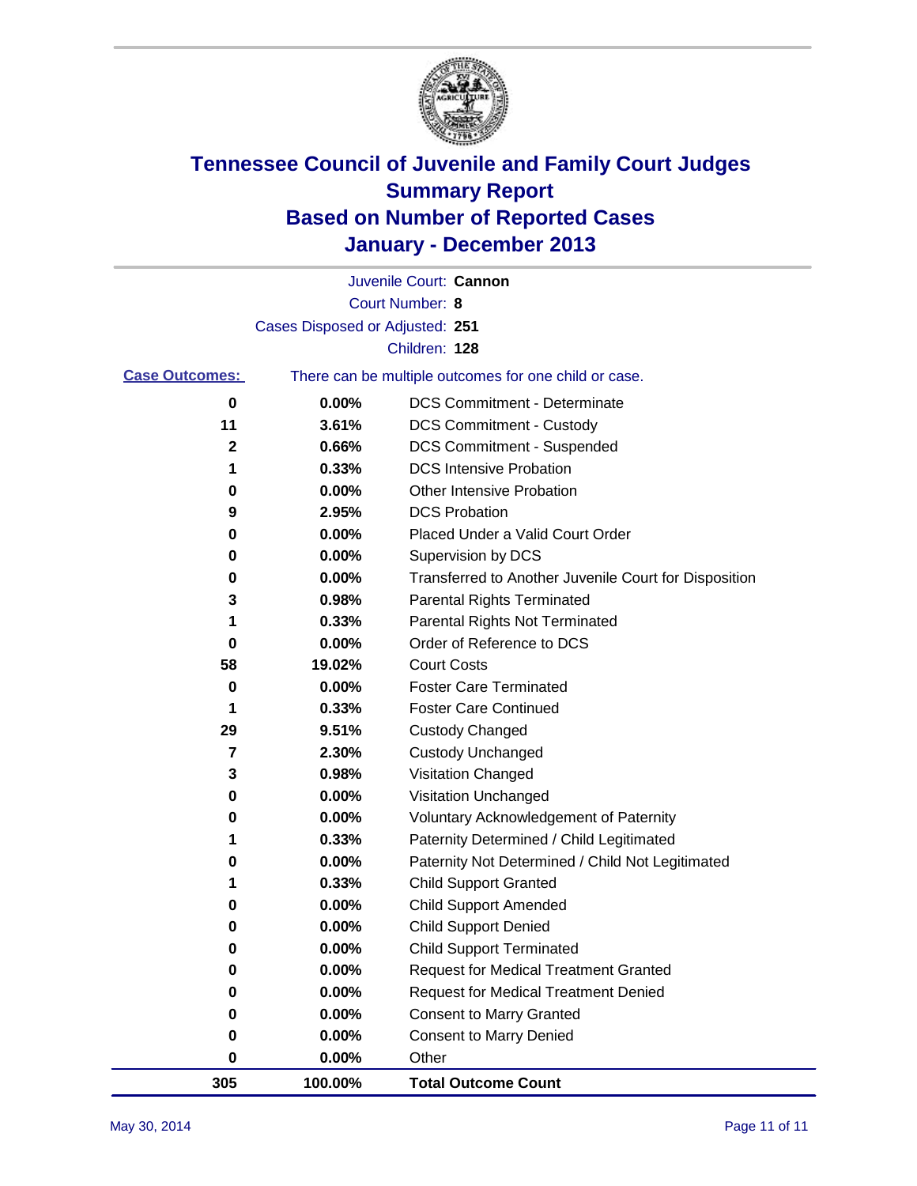# Tennessee Council of Juvenile and Family Court Judges
# Summary Report
# Based on Number of Reported Cases
# January - December 2013

Juvenile Court: **Cannon**

Court Number: **8**

Cases Disposed or Adjusted: **251**

Children: **128**

**Case Outcomes:** There can be multiple outcomes for one child or case.

| | | |
|---|---|---|
| 0 | 0.00% | DCS Commitment - Determinate |
| 11 | 3.61% | DCS Commitment - Custody |
| 2 | 0.66% | DCS Commitment - Suspended |
| 1 | 0.33% | DCS Intensive Probation |
| 0 | 0.00% | Other Intensive Probation |
| 9 | 2.95% | DCS Probation |
| 0 | 0.00% | Placed Under a Valid Court Order |
| 0 | 0.00% | Supervision by DCS |
| 0 | 0.00% | Transferred to Another Juvenile Court for Disposition |
| 3 | 0.98% | Parental Rights Terminated |
| 1 | 0.33% | Parental Rights Not Terminated |
| 0 | 0.00% | Order of Reference to DCS |
| 58 | 19.02% | Court Costs |
| 0 | 0.00% | Foster Care Terminated |
| 1 | 0.33% | Foster Care Continued |
| 29 | 9.51% | Custody Changed |
| 7 | 2.30% | Custody Unchanged |
| 3 | 0.98% | Visitation Changed |
| 0 | 0.00% | Visitation Unchanged |
| 0 | 0.00% | Voluntary Acknowledgement of Paternity |
| 1 | 0.33% | Paternity Determined / Child Legitimated |
| 0 | 0.00% | Paternity Not Determined / Child Not Legitimated |
| 1 | 0.33% | Child Support Granted |
| 0 | 0.00% | Child Support Amended |
| 0 | 0.00% | Child Support Denied |
| 0 | 0.00% | Child Support Terminated |
| 0 | 0.00% | Request for Medical Treatment Granted |
| 0 | 0.00% | Request for Medical Treatment Denied |
| 0 | 0.00% | Consent to Marry Granted |
| 0 | 0.00% | Consent to Marry Denied |
| 0 | 0.00% | Other |
| **305** | **100.00%** | **Total Outcome Count** |

May 30, 2014